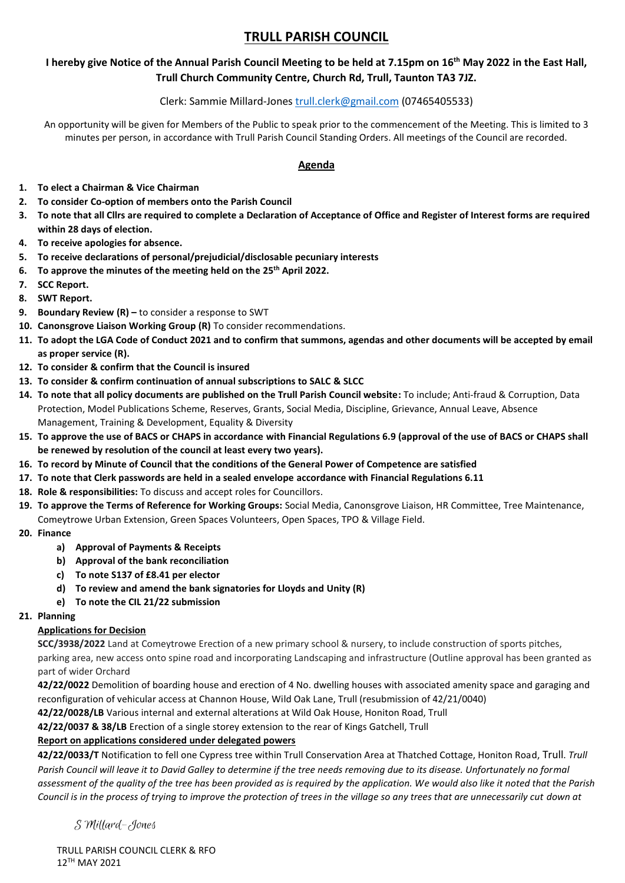# TRULL PARISH COUNCIL

**I hereby give Notice of the Annual Parish Council Meeting to be held at 7.15pm on 16th May 2022 in the East Hall, Trull Church Community Centre, Church Rd, Trull, Taunton TA3 7JZ.**

Clerk: Sammie Millard-Jones trull.clerk@gmail.com (07465405533)

An opportunity will be given for Members of the Public to speak prior to the commencement of the Meeting. This is limited to 3 minutes per person, in accordance with Trull Parish Council Standing Orders. All meetings of the Council are recorded.

## Agenda

1. **To elect a Chairman & Vice Chairman**
2. **To consider Co-option of members onto the Parish Council**
3. **To note that all Cllrs are required to complete a Declaration of Acceptance of Office and Register of Interest forms are required within 28 days of election.**
4. **To receive apologies for absence.**
5. **To receive declarations of personal/prejudicial/disclosable pecuniary interests**
6. **To approve the minutes of the meeting held on the 25th April 2022.**
7. **SCC Report.**
8. **SWT Report.**
9. **Boundary Review (R) –** to consider a response to SWT
10. **Canonsgrove Liaison Working Group (R)** To consider recommendations.
11. **To adopt the LGA Code of Conduct 2021 and to confirm that summons, agendas and other documents will be accepted by email as proper service (R).**
12. **To consider & confirm that the Council is insured**
13. **To consider & confirm continuation of annual subscriptions to SALC & SLCC**
14. **To note that all policy documents are published on the Trull Parish Council website:** To include; Anti-fraud & Corruption, Data Protection, Model Publications Scheme, Reserves, Grants, Social Media, Discipline, Grievance, Annual Leave, Absence Management, Training & Development, Equality & Diversity
15. **To approve the use of BACS or CHAPS in accordance with Financial Regulations 6.9 (approval of the use of BACS or CHAPS shall be renewed by resolution of the council at least every two years).**
16. **To record by Minute of Council that the conditions of the General Power of Competence are satisfied**
17. **To note that Clerk passwords are held in a sealed envelope accordance with Financial Regulations 6.11**
18. **Role & responsibilities:** To discuss and accept roles for Councillors.
19. **To approve the Terms of Reference for Working Groups:** Social Media, Canonsgrove Liaison, HR Committee, Tree Maintenance, Comeytrowe Urban Extension, Green Spaces Volunteers, Open Spaces, TPO & Village Field.
20. **Finance**
    a) **Approval of Payments & Receipts**
    b) **Approval of the bank reconciliation**
    c) **To note S137 of £8.41 per elector**
    d) **To review and amend the bank signatories for Lloyds and Unity (R)**
    e) **To note the CIL 21/22 submission**
21. **Planning**

    **Applications for Decision**

    **SCC/3938/2022** Land at Comeytrowe Erection of a new primary school & nursery, to include construction of sports pitches, parking area, new access onto spine road and incorporating Landscaping and infrastructure (Outline approval has been granted as part of wider Orchard

    **42/22/0022** Demolition of boarding house and erection of 4 No. dwelling houses with associated amenity space and garaging and reconfiguration of vehicular access at Channon House, Wild Oak Lane, Trull (resubmission of 42/21/0040)

    **42/22/0028/LB** Various internal and external alterations at Wild Oak House, Honiton Road, Trull

    **42/22/0037 & 38/LB** Erection of a single storey extension to the rear of Kings Gatchell, Trull

    **Report on applications considered under delegated powers**

    **42/22/0033/T** Notification to fell one Cypress tree within Trull Conservation Area at Thatched Cottage, Honiton Road, Trull. *Trull Parish Council will leave it to David Galley to determine if the tree needs removing due to its disease. Unfortunately no formal assessment of the quality of the tree has been provided as is required by the application. We would also like it noted that the Parish Council is in the process of trying to improve the protection of trees in the village so any trees that are unnecessarily cut down at*

S Millard-Jones

TRULL PARISH COUNCIL CLERK & RFO
12TH MAY 2021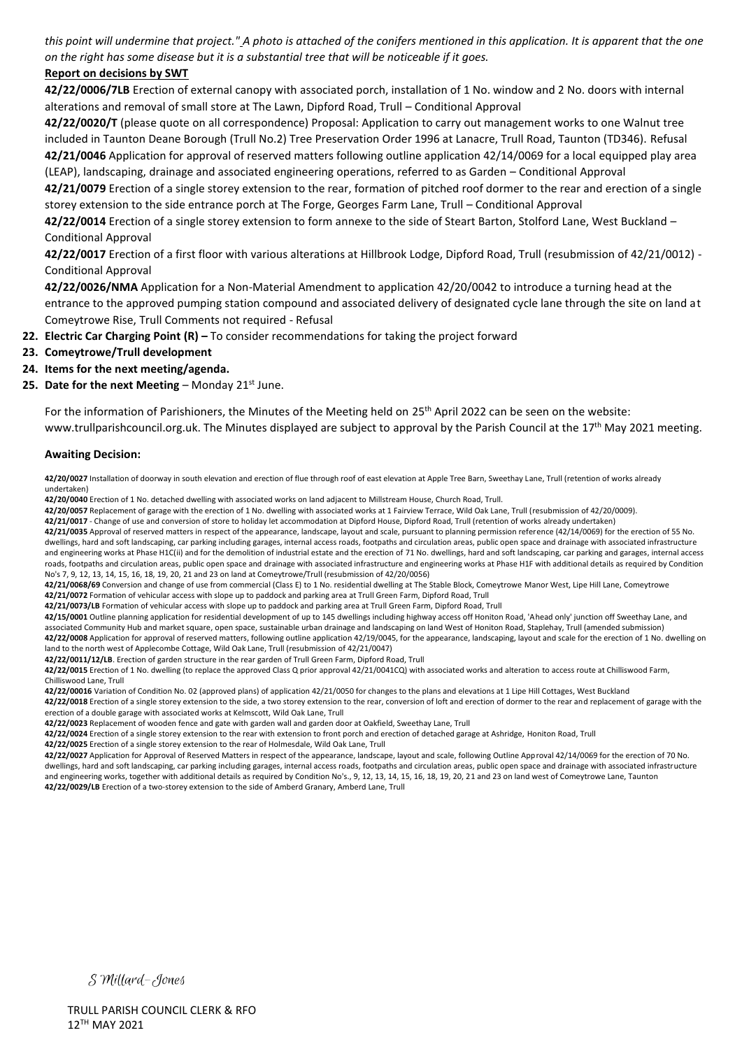*this point will undermine that project." A photo is attached of the conifers mentioned in this application. It is apparent that the one on the right has some disease but it is a substantial tree that will be noticeable if it goes.*

**Report on decisions by SWT**

**42/22/0006/7LB** Erection of external canopy with associated porch, installation of 1 No. window and 2 No. doors with internal alterations and removal of small store at The Lawn, Dipford Road, Trull – Conditional Approval

**42/22/0020/T** (please quote on all correspondence) Proposal: Application to carry out management works to one Walnut tree included in Taunton Deane Borough (Trull No.2) Tree Preservation Order 1996 at Lanacre, Trull Road, Taunton (TD346). Refusal

**42/21/0046** Application for approval of reserved matters following outline application 42/14/0069 for a local equipped play area (LEAP), landscaping, drainage and associated engineering operations, referred to as Garden – Conditional Approval

**42/21/0079** Erection of a single storey extension to the rear, formation of pitched roof dormer to the rear and erection of a single storey extension to the side entrance porch at The Forge, Georges Farm Lane, Trull – Conditional Approval

**42/22/0014** Erection of a single storey extension to form annexe to the side of Steart Barton, Stolford Lane, West Buckland – Conditional Approval

**42/22/0017** Erection of a first floor with various alterations at Hillbrook Lodge, Dipford Road, Trull (resubmission of 42/21/0012) - Conditional Approval

**42/22/0026/NMA** Application for a Non-Material Amendment to application 42/20/0042 to introduce a turning head at the entrance to the approved pumping station compound and associated delivery of designated cycle lane through the site on land at Comeytrowe Rise, Trull Comments not required - Refusal

22. **Electric Car Charging Point (R) –** To consider recommendations for taking the project forward
23. **Comeytrowe/Trull development**
24. **Items for the next meeting/agenda.**
25. **Date for the next Meeting** – Monday 21st June.

For the information of Parishioners, the Minutes of the Meeting held on 25th April 2022 can be seen on the website: www.trullparishcouncil.org.uk. The Minutes displayed are subject to approval by the Parish Council at the 17th May 2021 meeting.

**Awaiting Decision:**

**42/20/0027** Installation of doorway in south elevation and erection of flue through roof of east elevation at Apple Tree Barn, Sweethay Lane, Trull (retention of works already undertaken)

**42/20/0040** Erection of 1 No. detached dwelling with associated works on land adjacent to Millstream House, Church Road, Trull.

**42/20/0057** Replacement of garage with the erection of 1 No. dwelling with associated works at 1 Fairview Terrace, Wild Oak Lane, Trull (resubmission of 42/20/0009).

**42/21/0017** - Change of use and conversion of store to holiday let accommodation at Dipford House, Dipford Road, Trull (retention of works already undertaken)

**42/21/0035** Approval of reserved matters in respect of the appearance, landscape, layout and scale, pursuant to planning permission reference (42/14/0069) for the erection of 55 No. dwellings, hard and soft landscaping, car parking including garages, internal access roads, footpaths and circulation areas, public open space and drainage with associated infrastructure and engineering works at Phase H1C(ii) and for the demolition of industrial estate and the erection of 71 No. dwellings, hard and soft landscaping, car parking and garages, internal access roads, footpaths and circulation areas, public open space and drainage with associated infrastructure and engineering works at Phase H1F with additional details as required by Condition No's 7, 9, 12, 13, 14, 15, 16, 18, 19, 20, 21 and 23 on land at Comeytrowe/Trull (resubmission of 42/20/0056)

**42/21/0068/69** Conversion and change of use from commercial (Class E) to 1 No. residential dwelling at The Stable Block, Comeytrowe Manor West, Lipe Hill Lane, Comeytrowe

**42/21/0072** Formation of vehicular access with slope up to paddock and parking area at Trull Green Farm, Dipford Road, Trull

**42/21/0073/LB** Formation of vehicular access with slope up to paddock and parking area at Trull Green Farm, Dipford Road, Trull

**42/15/0001** Outline planning application for residential development of up to 145 dwellings including highway access off Honiton Road, 'Ahead only' junction off Sweethay Lane, and associated Community Hub and market square, open space, sustainable urban drainage and landscaping on land West of Honiton Road, Staplehay, Trull (amended submission)

**42/22/0008** Application for approval of reserved matters, following outline application 42/19/0045, for the appearance, landscaping, layout and scale for the erection of 1 No. dwelling on land to the north west of Applecombe Cottage, Wild Oak Lane, Trull (resubmission of 42/21/0047)

**42/22/0011/12/LB**. Erection of garden structure in the rear garden of Trull Green Farm, Dipford Road, Trull

**42/22/0015** Erection of 1 No. dwelling (to replace the approved Class Q prior approval 42/21/0041CQ) with associated works and alteration to access route at Chilliswood Farm, Chilliswood Lane, Trull

**42/22/00016** Variation of Condition No. 02 (approved plans) of application 42/21/0050 for changes to the plans and elevations at 1 Lipe Hill Cottages, West Buckland

**42/22/0018** Erection of a single storey extension to the side, a two storey extension to the rear, conversion of loft and erection of dormer to the rear and replacement of garage with the erection of a double garage with associated works at Kelmscott, Wild Oak Lane, Trull

**42/22/0023** Replacement of wooden fence and gate with garden wall and garden door at Oakfield, Sweethay Lane, Trull

**42/22/0024** Erection of a single storey extension to the rear with extension to front porch and erection of detached garage at Ashridge, Honiton Road, Trull

**42/22/0025** Erection of a single storey extension to the rear of Holmesdale, Wild Oak Lane, Trull

**42/22/0027** Application for Approval of Reserved Matters in respect of the appearance, landscape, layout and scale, following Outline Approval 42/14/0069 for the erection of 70 No. dwellings, hard and soft landscaping, car parking including garages, internal access roads, footpaths and circulation areas, public open space and drainage with associated infrastructure and engineering works, together with additional details as required by Condition No's., 9, 12, 13, 14, 15, 16, 18, 19, 20, 21 and 23 on land west of Comeytrowe Lane, Taunton

**42/22/0029/LB** Erection of a two-storey extension to the side of Amberd Granary, Amberd Lane, Trull

*S Millard-Jones*

TRULL PARISH COUNCIL CLERK & RFO
12TH MAY 2021